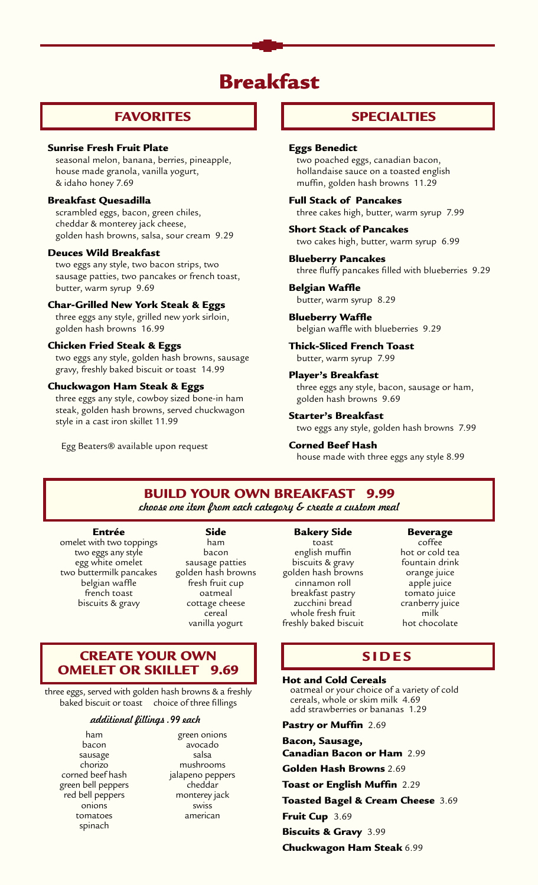# Breakfast

## FAVORITES

**Sunrise Fresh Fruit Plate**
seasonal melon, banana, berries, pineapple, house made granola, vanilla yogurt, & idaho honey 7.69

**Breakfast Quesadilla**
scrambled eggs, bacon, green chiles, cheddar & monterey jack cheese, golden hash browns, salsa, sour cream 9.29

**Deuces Wild Breakfast**
two eggs any style, two bacon strips, two sausage patties, two pancakes or french toast, butter, warm syrup 9.69

**Char-Grilled New York Steak & Eggs**
three eggs any style, grilled new york sirloin, golden hash browns 16.99

**Chicken Fried Steak & Eggs**
two eggs any style, golden hash browns, sausage gravy, freshly baked biscuit or toast 14.99

**Chuckwagon Ham Steak & Eggs**
three eggs any style, cowboy sized bone-in ham steak, golden hash browns, served chuckwagon style in a cast iron skillet 11.99

Egg Beaters® available upon request

## SPECIALTIES

**Eggs Benedict**
two poached eggs, canadian bacon, hollandaise sauce on a toasted english muffin, golden hash browns 11.29

**Full Stack of Pancakes**
three cakes high, butter, warm syrup 7.99

**Short Stack of Pancakes**
two cakes high, butter, warm syrup 6.99

**Blueberry Pancakes**
three fluffy pancakes filled with blueberries 9.29

**Belgian Waffle**
butter, warm syrup 8.29

**Blueberry Waffle**
belgian waffle with blueberries 9.29

**Thick-Sliced French Toast**
butter, warm syrup 7.99

**Player's Breakfast**
three eggs any style, bacon, sausage or ham, golden hash browns 9.69

**Starter's Breakfast**
two eggs any style, golden hash browns 7.99

**Corned Beef Hash**
house made with three eggs any style 8.99

## BUILD YOUR OWN BREAKFAST 9.99

*choose one item from each category & create a custom meal*

| Entrée | Side | Bakery Side | Beverage |
|---|---|---|---|
| omelet with two toppings | ham | toast | coffee |
| two eggs any style | bacon | english muffin | hot or cold tea |
| egg white omelet | sausage patties | biscuits & gravy | fountain drink |
| two buttermilk pancakes | golden hash browns | golden hash browns | orange juice |
| belgian waffle | fresh fruit cup | cinnamon roll | apple juice |
| french toast | oatmeal | breakfast pastry | tomato juice |
| biscuits & gravy | cottage cheese | zucchini bread | cranberry juice |
| | cereal | whole fresh fruit | milk |
| | vanilla yogurt | freshly baked biscuit | hot chocolate |

## CREATE YOUR OWN OMELET OR SKILLET 9.69

three eggs, served with golden hash browns & a freshly baked biscuit or toast choice of three fillings

*additional fillings .99 each*

- ham
- bacon
- sausage
- chorizo
- corned beef hash
- green bell peppers
- red bell peppers
- onions
- tomatoes
- spinach
- green onions
- avocado
- salsa
- mushrooms
- jalapeno peppers
- cheddar
- monterey jack
- swiss
- american

## SIDES

**Hot and Cold Cereals**
oatmeal or your choice of a variety of cold cereals, whole or skim milk 4.69
add strawberries or bananas 1.29

**Pastry or Muffin** 2.69

**Bacon, Sausage, Canadian Bacon or Ham** 2.99

**Golden Hash Browns** 2.69

**Toast or English Muffin** 2.29

**Toasted Bagel & Cream Cheese** 3.69

**Fruit Cup** 3.69

**Biscuits & Gravy** 3.99

**Chuckwagon Ham Steak** 6.99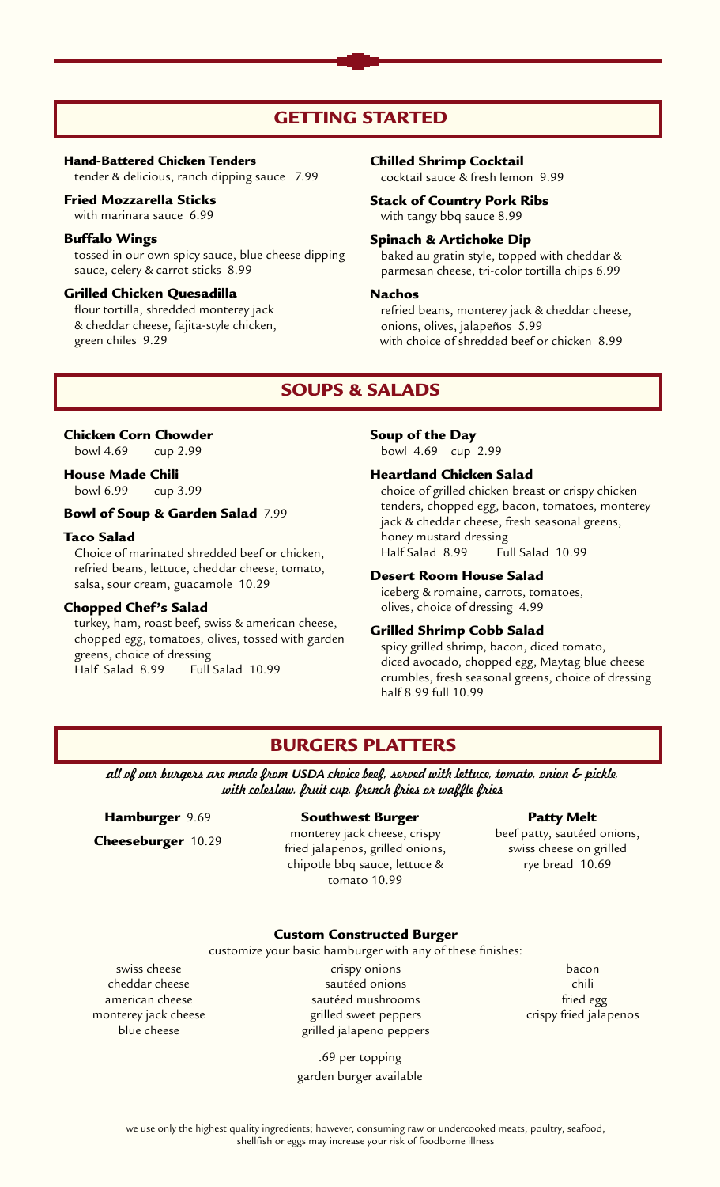## GETTING STARTED

**Hand-Battered Chicken Tenders**
tender & delicious, ranch dipping sauce 7.99

**Fried Mozzarella Sticks**
with marinara sauce 6.99

**Buffalo Wings**
tossed in our own spicy sauce, blue cheese dipping sauce, celery & carrot sticks 8.99

**Grilled Chicken Quesadilla**
flour tortilla, shredded monterey jack & cheddar cheese, fajita-style chicken, green chiles 9.29

**Chilled Shrimp Cocktail**
cocktail sauce & fresh lemon 9.99

**Stack of Country Pork Ribs**
with tangy bbq sauce 8.99

**Spinach & Artichoke Dip**
baked au gratin style, topped with cheddar & parmesan cheese, tri-color tortilla chips 6.99

**Nachos**
refried beans, monterey jack & cheddar cheese, onions, olives, jalapeños 5.99
with choice of shredded beef or chicken 8.99

## SOUPS & SALADS

**Chicken Corn Chowder**
bowl 4.69 cup 2.99

**House Made Chili**
bowl 6.99 cup 3.99

**Bowl of Soup & Garden Salad** 7.99

**Taco Salad**
Choice of marinated shredded beef or chicken, refried beans, lettuce, cheddar cheese, tomato, salsa, sour cream, guacamole 10.29

**Chopped Chef's Salad**
turkey, ham, roast beef, swiss & american cheese, chopped egg, tomatoes, olives, tossed with garden greens, choice of dressing
Half Salad 8.99 Full Salad 10.99

**Soup of the Day**
bowl 4.69 cup 2.99

**Heartland Chicken Salad**
choice of grilled chicken breast or crispy chicken tenders, chopped egg, bacon, tomatoes, monterey jack & cheddar cheese, fresh seasonal greens, honey mustard dressing
Half Salad 8.99 Full Salad 10.99

**Desert Room House Salad**
iceberg & romaine, carrots, tomatoes, olives, choice of dressing 4.99

**Grilled Shrimp Cobb Salad**
spicy grilled shrimp, bacon, diced tomato, diced avocado, chopped egg, Maytag blue cheese crumbles, fresh seasonal greens, choice of dressing
half 8.99 full 10.99

## BURGERS PLATTERS

*all of our burgers are made from USDA choice beef, served with lettuce, tomato, onion & pickle, with coleslaw, fruit cup, french fries or waffle fries*

**Hamburger** 9.69

**Cheeseburger** 10.29

**Southwest Burger**
monterey jack cheese, crispy fried jalapenos, grilled onions, chipotle bbq sauce, lettuce & tomato 10.99

**Patty Melt**
beef patty, sautéed onions, swiss cheese on grilled rye bread 10.69

**Custom Constructed Burger**
customize your basic hamburger with any of these finishes:

- swiss cheese
- cheddar cheese
- american cheese
- monterey jack cheese
- blue cheese
- crispy onions
- sautéed onions
- sautéed mushrooms
- grilled sweet peppers
- grilled jalapeno peppers
- bacon
- chili
- fried egg
- crispy fried jalapenos

.69 per topping
garden burger available

we use only the highest quality ingredients; however, consuming raw or undercooked meats, poultry, seafood, shellfish or eggs may increase your risk of foodborne illness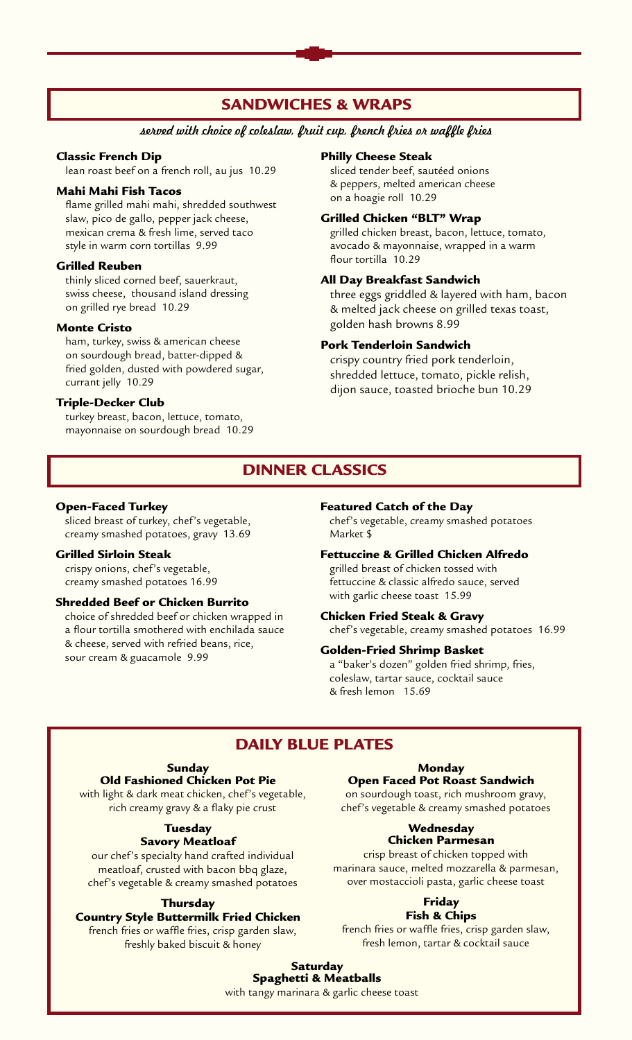## SANDWICHES & WRAPS

*served with choice of coleslaw, fruit cup, french fries or waffle fries*

**Classic French Dip**
lean roast beef on a french roll, au jus 10.29

**Mahi Mahi Fish Tacos**
flame grilled mahi mahi, shredded southwest slaw, pico de gallo, pepper jack cheese, mexican crema & fresh lime, served taco style in warm corn tortillas 9.99

**Grilled Reuben**
thinly sliced corned beef, sauerkraut, swiss cheese, thousand island dressing on grilled rye bread 10.29

**Monte Cristo**
ham, turkey, swiss & american cheese on sourdough bread, batter-dipped & fried golden, dusted with powdered sugar, currant jelly 10.29

**Triple-Decker Club**
turkey breast, bacon, lettuce, tomato, mayonnaise on sourdough bread 10.29

**Philly Cheese Steak**
sliced tender beef, sautéed onions & peppers, melted american cheese on a hoagie roll 10.29

**Grilled Chicken "BLT" Wrap**
grilled chicken breast, bacon, lettuce, tomato, avocado & mayonnaise, wrapped in a warm flour tortilla 10.29

**All Day Breakfast Sandwich**
three eggs griddled & layered with ham, bacon & melted jack cheese on grilled texas toast, golden hash browns 8.99

**Pork Tenderloin Sandwich**
crispy country fried pork tenderloin, shredded lettuce, tomato, pickle relish, dijon sauce, toasted brioche bun 10.29

## DINNER CLASSICS

**Open-Faced Turkey**
sliced breast of turkey, chef's vegetable, creamy smashed potatoes, gravy 13.69

**Grilled Sirloin Steak**
crispy onions, chef's vegetable, creamy smashed potatoes 16.99

**Shredded Beef or Chicken Burrito**
choice of shredded beef or chicken wrapped in a flour tortilla smothered with enchilada sauce & cheese, served with refried beans, rice, sour cream & guacamole 9.99

**Featured Catch of the Day**
chef's vegetable, creamy smashed potatoes Market $

**Fettuccine & Grilled Chicken Alfredo**
grilled breast of chicken tossed with fettuccine & classic alfredo sauce, served with garlic cheese toast 15.99

**Chicken Fried Steak & Gravy**
chef's vegetable, creamy smashed potatoes 16.99

**Golden-Fried Shrimp Basket**
a "baker's dozen" golden fried shrimp, fries, coleslaw, tartar sauce, cocktail sauce & fresh lemon 15.69

## DAILY BLUE PLATES

**Sunday**
**Old Fashioned Chicken Pot Pie**
with light & dark meat chicken, chef's vegetable, rich creamy gravy & a flaky pie crust

**Monday**
**Open Faced Pot Roast Sandwich**
on sourdough toast, rich mushroom gravy, chef's vegetable & creamy smashed potatoes

**Tuesday**
**Savory Meatloaf**
our chef's specialty hand crafted individual meatloaf, crusted with bacon bbq glaze, chef's vegetable & creamy smashed potatoes

**Wednesday**
**Chicken Parmesan**
crisp breast of chicken topped with marinara sauce, melted mozzarella & parmesan, over mostaccioli pasta, garlic cheese toast

**Thursday**
**Country Style Buttermilk Fried Chicken**
french fries or waffle fries, crisp garden slaw, freshly baked biscuit & honey

**Friday**
**Fish & Chips**
french fries or waffle fries, crisp garden slaw, fresh lemon, tartar & cocktail sauce

**Saturday**
**Spaghetti & Meatballs**
with tangy marinara & garlic cheese toast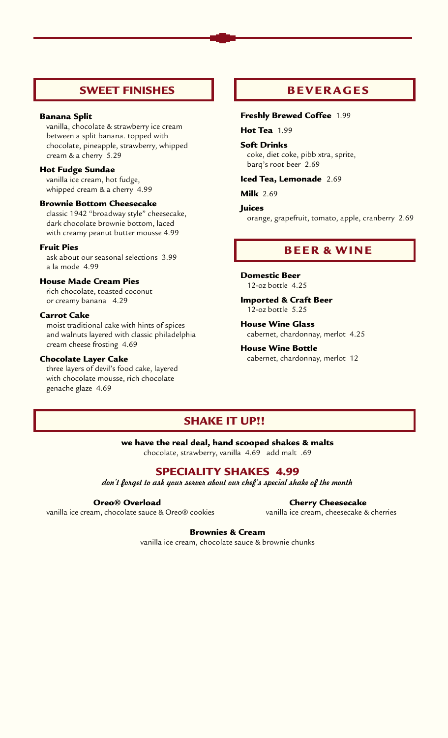## SWEET FINISHES

**Banana Split**
vanilla, chocolate & strawberry ice cream between a split banana. topped with chocolate, pineapple, strawberry, whipped cream & a cherry 5.29

**Hot Fudge Sundae**
vanilla ice cream, hot fudge, whipped cream & a cherry 4.99

**Brownie Bottom Cheesecake**
classic 1942 "broadway style" cheesecake, dark chocolate brownie bottom, laced with creamy peanut butter mousse 4.99

**Fruit Pies**
ask about our seasonal selections 3.99
a la mode 4.99

**House Made Cream Pies**
rich chocolate, toasted coconut or creamy banana 4.29

**Carrot Cake**
moist traditional cake with hints of spices and walnuts layered with classic philadelphia cream cheese frosting 4.69

**Chocolate Layer Cake**
three layers of devil's food cake, layered with chocolate mousse, rich chocolate genache glaze 4.69

## BEVERAGES

**Freshly Brewed Coffee** 1.99

**Hot Tea** 1.99

**Soft Drinks**
coke, diet coke, pibb xtra, sprite, barq's root beer 2.69

**Iced Tea, Lemonade** 2.69

**Milk** 2.69

**Juices**
orange, grapefruit, tomato, apple, cranberry 2.69

## BEER & WINE

**Domestic Beer**
12-oz bottle 4.25

**Imported & Craft Beer**
12-oz bottle 5.25

**House Wine Glass**
cabernet, chardonnay, merlot 4.25

**House Wine Bottle**
cabernet, chardonnay, merlot 12

## SHAKE IT UP!!

**we have the real deal, hand scooped shakes & malts**
chocolate, strawberry, vanilla 4.69 add malt .69

### SPECIALITY SHAKES 4.99

*don't forget to ask your server about our chef's special shake of the month*

**Oreo® Overload**
vanilla ice cream, chocolate sauce & Oreo® cookies

**Cherry Cheesecake**
vanilla ice cream, cheesecake & cherries

**Brownies & Cream**
vanilla ice cream, chocolate sauce & brownie chunks